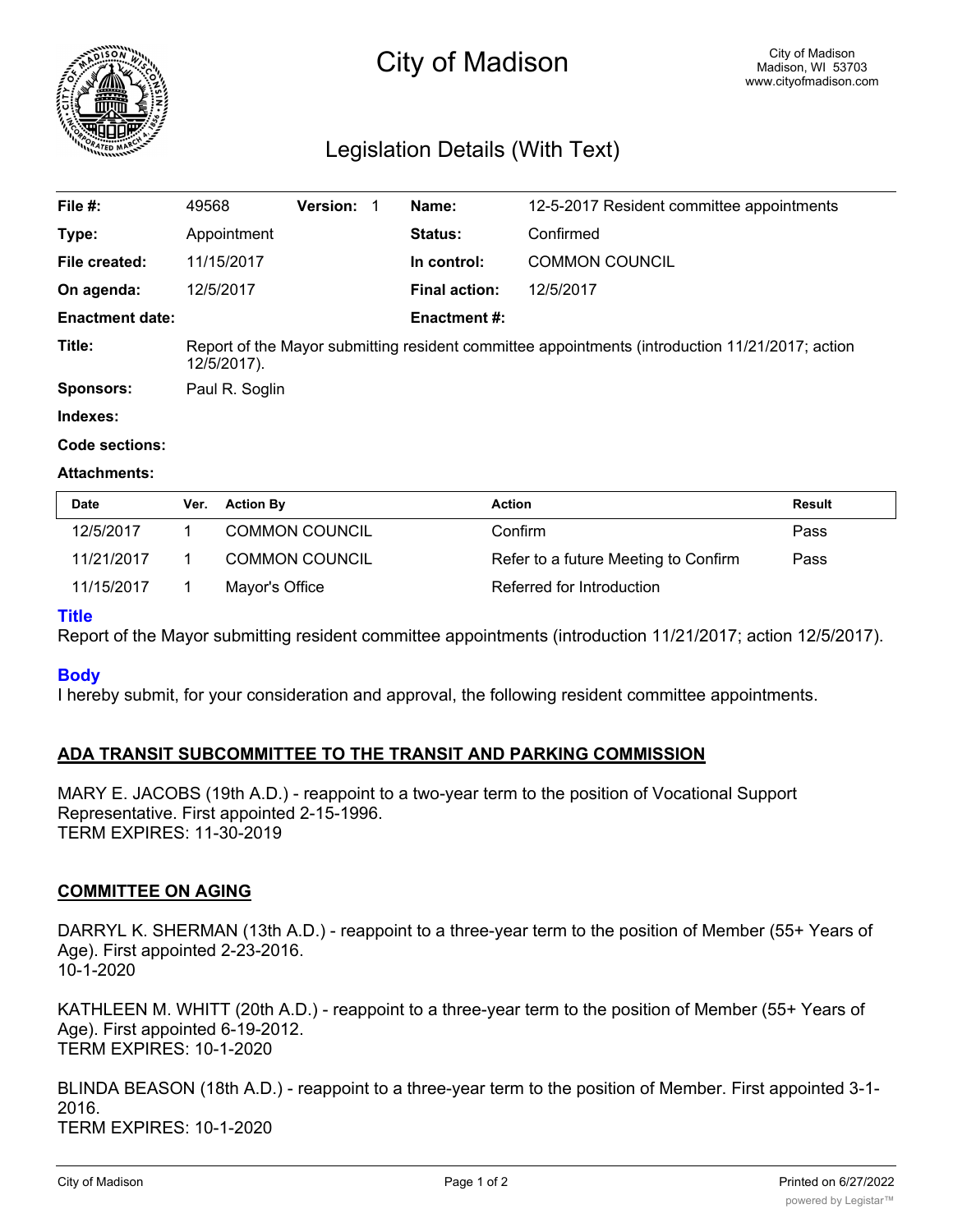# City of Madison

City of Madison
Madison, WI 53703
www.cityofmadison.com

## Legislation Details (With Text)

| | | | |
|---|---|---|---|
| **File #:** | 49568 **Version:** 1 | **Name:** | 12-5-2017 Resident committee appointments |
| **Type:** | Appointment | **Status:** | Confirmed |
| **File created:** | 11/15/2017 | **In control:** | COMMON COUNCIL |
| **On agenda:** | 12/5/2017 | **Final action:** | 12/5/2017 |
| **Enactment date:** | | **Enactment #:** | |

**Title:** Report of the Mayor submitting resident committee appointments (introduction 11/21/2017; action 12/5/2017).

**Sponsors:** Paul R. Soglin

**Indexes:**

**Code sections:**

**Attachments:**

| Date | Ver. | Action By | Action | Result |
|---|---|---|---|---|
| 12/5/2017 | 1 | COMMON COUNCIL | Confirm | Pass |
| 11/21/2017 | 1 | COMMON COUNCIL | Refer to a future Meeting to Confirm | Pass |
| 11/15/2017 | 1 | Mayor's Office | Referred for Introduction | |

### Title

Report of the Mayor submitting resident committee appointments (introduction 11/21/2017; action 12/5/2017).

### Body

I hereby submit, for your consideration and approval, the following resident committee appointments.

**ADA TRANSIT SUBCOMMITTEE TO THE TRANSIT AND PARKING COMMISSION**

MARY E. JACOBS (19th A.D.) - reappoint to a two-year term to the position of Vocational Support Representative. First appointed 2-15-1996.
TERM EXPIRES: 11-30-2019

**COMMITTEE ON AGING**

DARRYL K. SHERMAN (13th A.D.) - reappoint to a three-year term to the position of Member (55+ Years of Age). First appointed 2-23-2016.
10-1-2020

KATHLEEN M. WHITT (20th A.D.) - reappoint to a three-year term to the position of Member (55+ Years of Age). First appointed 6-19-2012.
TERM EXPIRES: 10-1-2020

BLINDA BEASON (18th A.D.) - reappoint to a three-year term to the position of Member. First appointed 3-1-2016.
TERM EXPIRES: 10-1-2020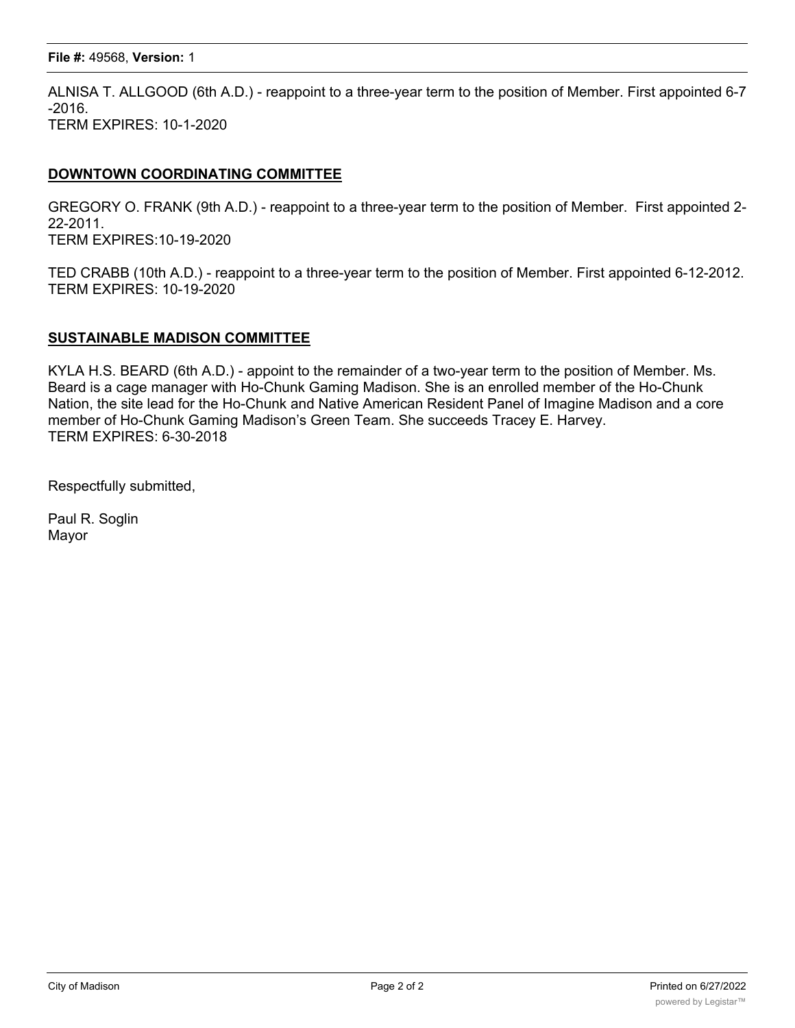ALNISA T. ALLGOOD (6th A.D.) - reappoint to a three-year term to the position of Member. First appointed 6-7-2016.
TERM EXPIRES: 10-1-2020

**DOWNTOWN COORDINATING COMMITTEE**

GREGORY O. FRANK (9th A.D.) - reappoint to a three-year term to the position of Member. First appointed 2-22-2011.
TERM EXPIRES:10-19-2020

TED CRABB (10th A.D.) - reappoint to a three-year term to the position of Member. First appointed 6-12-2012.
TERM EXPIRES: 10-19-2020

**SUSTAINABLE MADISON COMMITTEE**

KYLA H.S. BEARD (6th A.D.) - appoint to the remainder of a two-year term to the position of Member. Ms. Beard is a cage manager with Ho-Chunk Gaming Madison. She is an enrolled member of the Ho-Chunk Nation, the site lead for the Ho-Chunk and Native American Resident Panel of Imagine Madison and a core member of Ho-Chunk Gaming Madison's Green Team. She succeeds Tracey E. Harvey.
TERM EXPIRES: 6-30-2018

Respectfully submitted,

Paul R. Soglin
Mayor